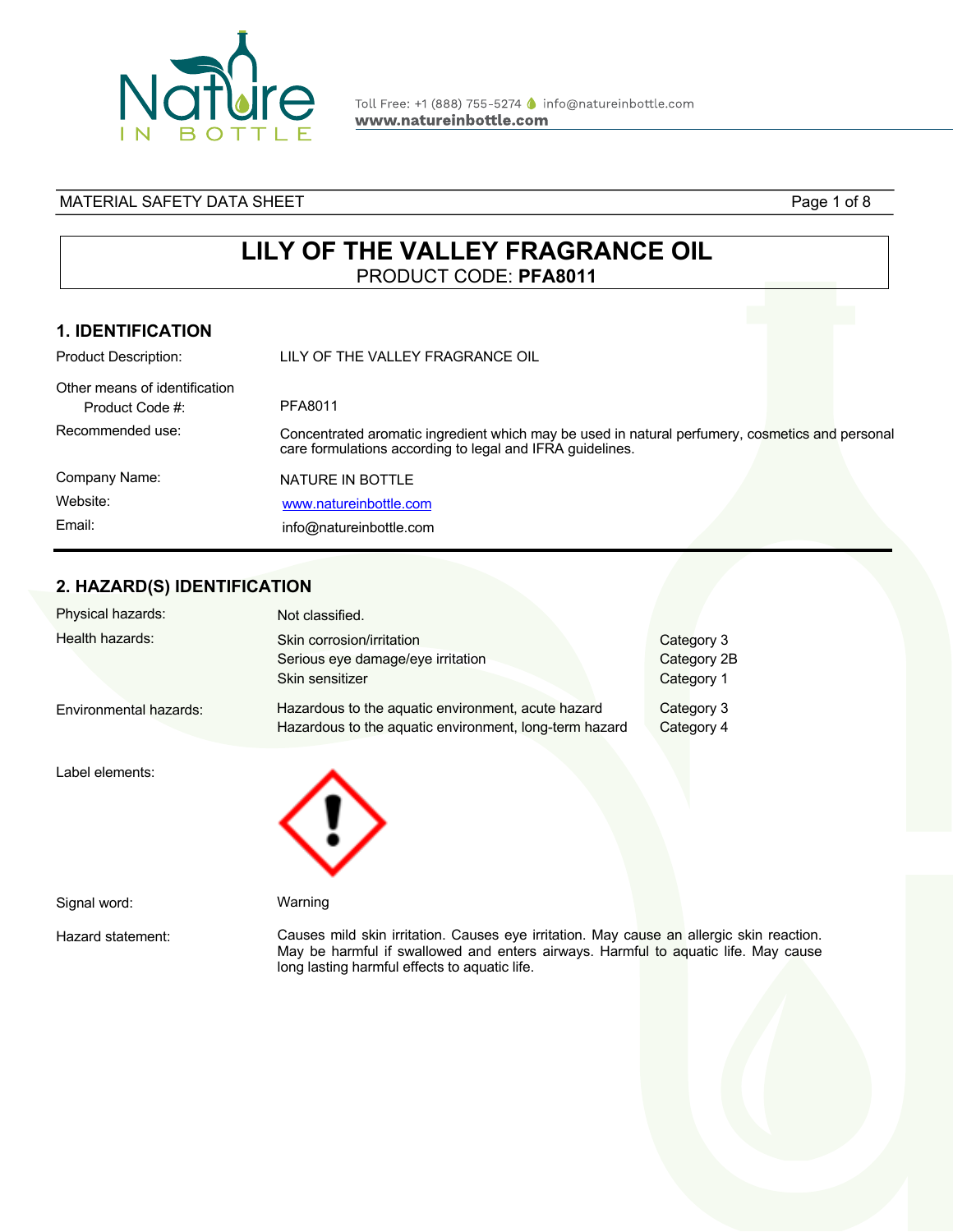MATERIAL SAFETY DATA SHEET

# LILY OF THE VALLEY FRAGRANCE OIL

PRODUCT CODE: **PFA8011**

## 1. IDENTIFICATION

| | |
|---|---|
| Product Description: | LILY OF THE VALLEY FRAGRANCE OIL |
| Other means of identification<br>Product Code #: | PFA8011 |
| Recommended use: | Concentrated aromatic ingredient which may be used in natural perfumery, cosmetics and personal care formulations according to legal and IFRA guidelines. |
| Company Name: | NATURE IN BOTTLE |
| Website: | www.natureinbottle.com |
| Email: | info@natureinbottle.com |

## 2. HAZARD(S) IDENTIFICATION

| | | |
|---|---|---|
| Physical hazards: | Not classified. | |
| Health hazards: | Skin corrosion/irritation | Category 3 |
| | Serious eye damage/eye irritation | Category 2B |
| | Skin sensitizer | Category 1 |
| Environmental hazards: | Hazardous to the aquatic environment, acute hazard | Category 3 |
| | Hazardous to the aquatic environment, long-term hazard | Category 4 |

Label elements:

Signal word: Warning

Hazard statement: Causes mild skin irritation. Causes eye irritation. May cause an allergic skin reaction. May be harmful if swallowed and enters airways. Harmful to aquatic life. May cause long lasting harmful effects to aquatic life.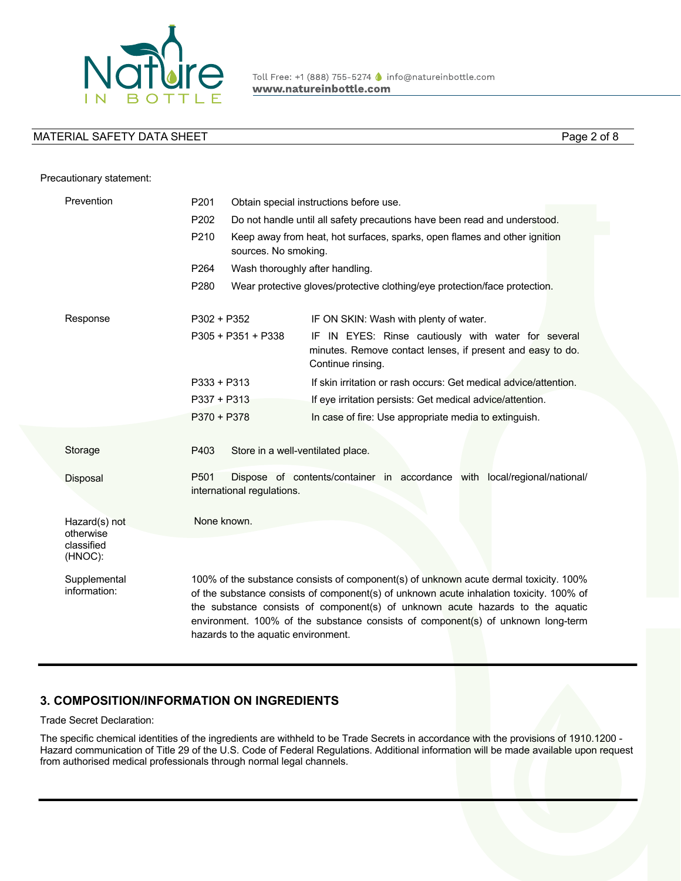Precautionary statement:

| | | |
|---|---|---|
| Prevention | P201 | Obtain special instructions before use. |
| | P202 | Do not handle until all safety precautions have been read and understood. |
| | P210 | Keep away from heat, hot surfaces, sparks, open flames and other ignition sources. No smoking. |
| | P264 | Wash thoroughly after handling. |
| | P280 | Wear protective gloves/protective clothing/eye protection/face protection. |
| Response | P302 + P352 | IF ON SKIN: Wash with plenty of water. |
| | P305 + P351 + P338 | IF IN EYES: Rinse cautiously with water for several minutes. Remove contact lenses, if present and easy to do. Continue rinsing. |
| | P333 + P313 | If skin irritation or rash occurs: Get medical advice/attention. |
| | P337 + P313 | If eye irritation persists: Get medical advice/attention. |
| | P370 + P378 | In case of fire: Use appropriate media to extinguish. |
| Storage | P403 | Store in a well-ventilated place. |
| Disposal | P501 | Dispose of contents/container in accordance with local/regional/national/ international regulations. |

Hazard(s) not otherwise classified (HNOC): None known.

Supplemental information: 100% of the substance consists of component(s) of unknown acute dermal toxicity. 100% of the substance consists of component(s) of unknown acute inhalation toxicity. 100% of the substance consists of component(s) of unknown acute hazards to the aquatic environment. 100% of the substance consists of component(s) of unknown long-term hazards to the aquatic environment.

## 3. COMPOSITION/INFORMATION ON INGREDIENTS

Trade Secret Declaration:

The specific chemical identities of the ingredients are withheld to be Trade Secrets in accordance with the provisions of 1910.1200 - Hazard communication of Title 29 of the U.S. Code of Federal Regulations. Additional information will be made available upon request from authorised medical professionals through normal legal channels.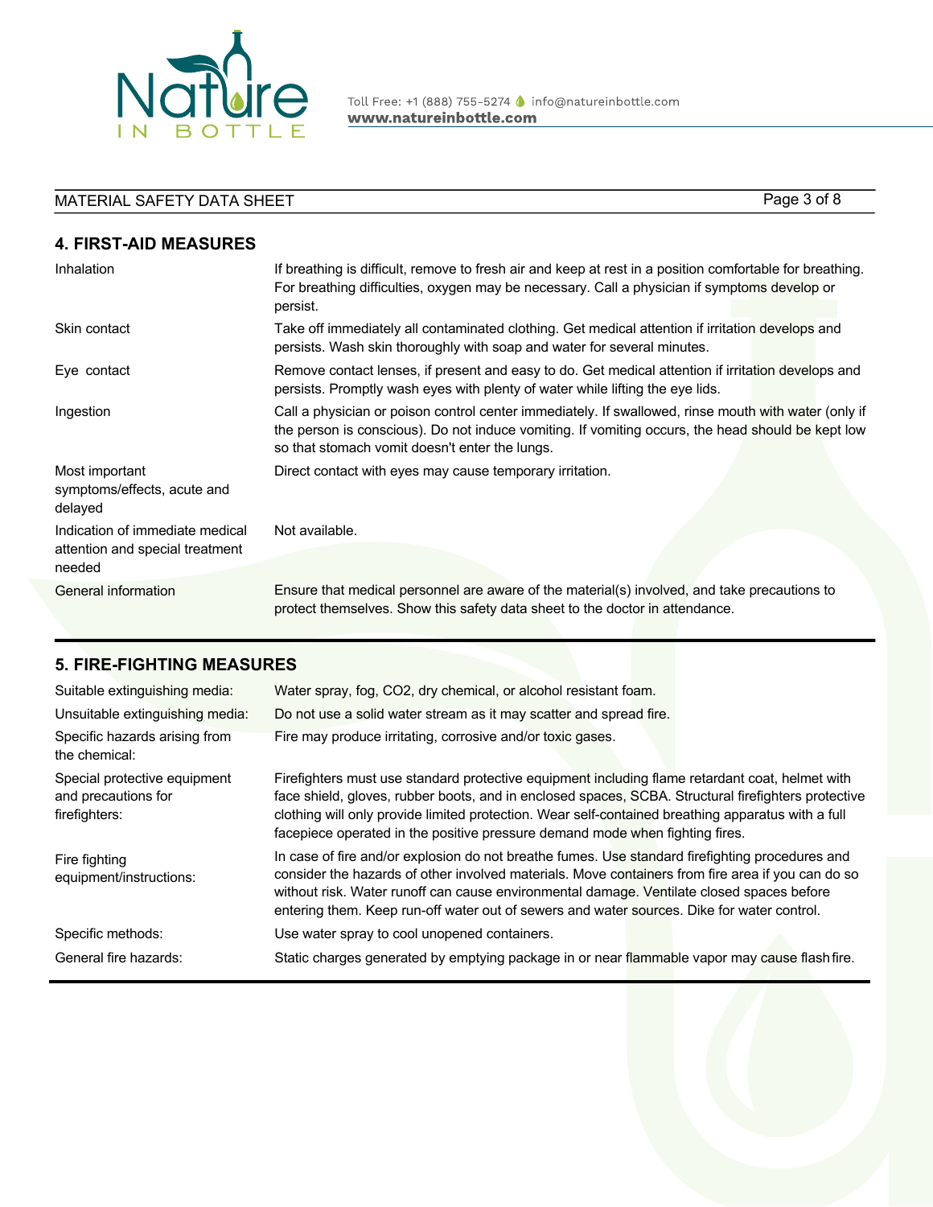## 4. FIRST-AID MEASURES

| | |
|---|---|
| Inhalation | If breathing is difficult, remove to fresh air and keep at rest in a position comfortable for breathing. For breathing difficulties, oxygen may be necessary. Call a physician if symptoms develop or persist. |
| Skin contact | Take off immediately all contaminated clothing. Get medical attention if irritation develops and persists. Wash skin thoroughly with soap and water for several minutes. |
| Eye contact | Remove contact lenses, if present and easy to do. Get medical attention if irritation develops and persists. Promptly wash eyes with plenty of water while lifting the eye lids. |
| Ingestion | Call a physician or poison control center immediately. If swallowed, rinse mouth with water (only if the person is conscious). Do not induce vomiting. If vomiting occurs, the head should be kept low so that stomach vomit doesn't enter the lungs. |
| Most important symptoms/effects, acute and delayed | Direct contact with eyes may cause temporary irritation. |
| Indication of immediate medical attention and special treatment needed | Not available. |
| General information | Ensure that medical personnel are aware of the material(s) involved, and take precautions to protect themselves. Show this safety data sheet to the doctor in attendance. |

## 5. FIRE-FIGHTING MEASURES

| | |
|---|---|
| Suitable extinguishing media: | Water spray, fog, $CO_2$, dry chemical, or alcohol resistant foam. |
| Unsuitable extinguishing media: | Do not use a solid water stream as it may scatter and spread fire. |
| Specific hazards arising from the chemical: | Fire may produce irritating, corrosive and/or toxic gases. |
| Special protective equipment and precautions for firefighters: | Firefighters must use standard protective equipment including flame retardant coat, helmet with face shield, gloves, rubber boots, and in enclosed spaces, SCBA. Structural firefighters protective clothing will only provide limited protection. Wear self-contained breathing apparatus with a full facepiece operated in the positive pressure demand mode when fighting fires. |
| Fire fighting equipment/instructions: | In case of fire and/or explosion do not breathe fumes. Use standard firefighting procedures and consider the hazards of other involved materials. Move containers from fire area if you can do so without risk. Water runoff can cause environmental damage. Ventilate closed spaces before entering them. Keep run-off water out of sewers and water sources. Dike for water control. |
| Specific methods: | Use water spray to cool unopened containers. |
| General fire hazards: | Static charges generated by emptying package in or near flammable vapor may cause flash fire. |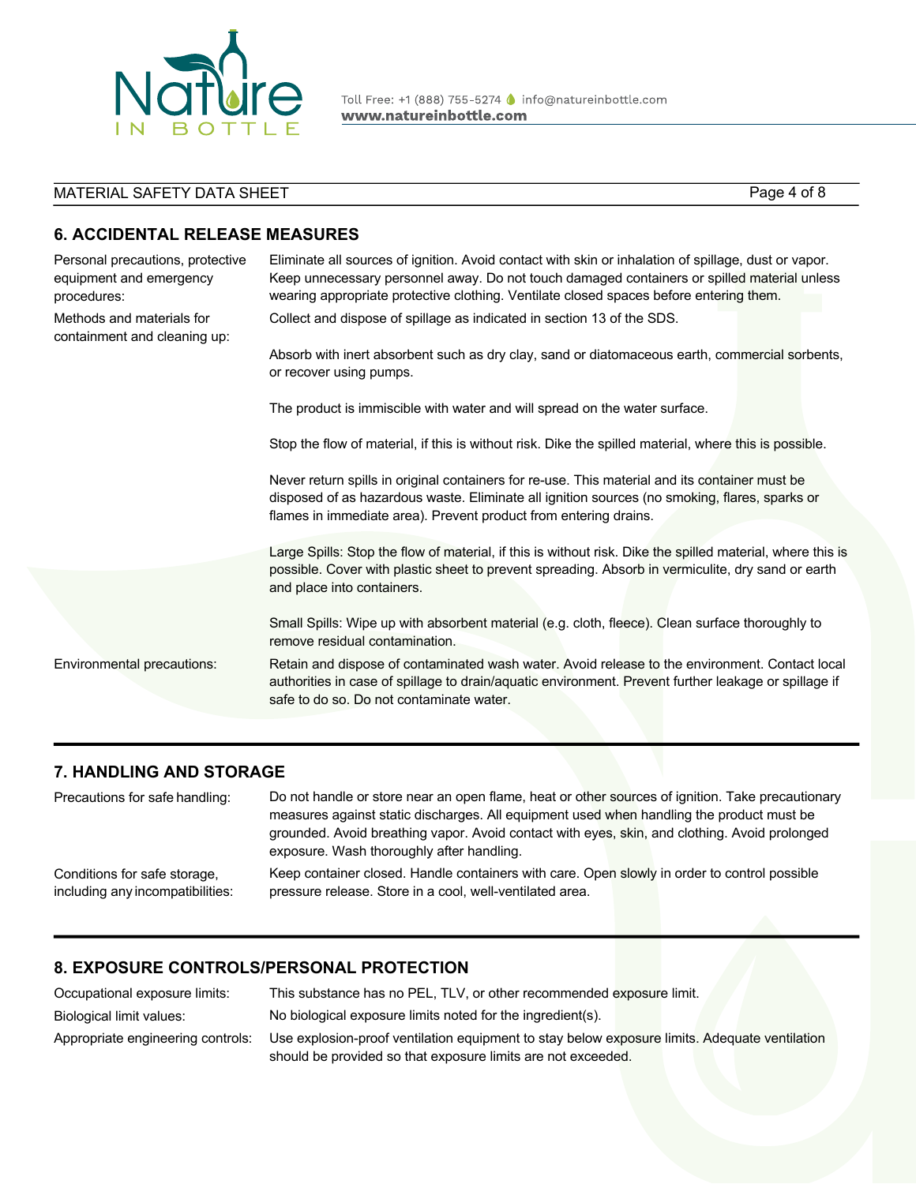## 6. ACCIDENTAL RELEASE MEASURES

| | |
|---|---|
| Personal precautions, protective equipment and emergency procedures: | Eliminate all sources of ignition. Avoid contact with skin or inhalation of spillage, dust or vapor. Keep unnecessary personnel away. Do not touch damaged containers or spilled material unless wearing appropriate protective clothing. Ventilate closed spaces before entering them. |
| Methods and materials for containment and cleaning up: | Collect and dispose of spillage as indicated in section 13 of the SDS.<br><br>Absorb with inert absorbent such as dry clay, sand or diatomaceous earth, commercial sorbents, or recover using pumps.<br><br>The product is immiscible with water and will spread on the water surface.<br><br>Stop the flow of material, if this is without risk. Dike the spilled material, where this is possible.<br><br>Never return spills in original containers for re-use. This material and its container must be disposed of as hazardous waste. Eliminate all ignition sources (no smoking, flares, sparks or flames in immediate area). Prevent product from entering drains.<br><br>Large Spills: Stop the flow of material, if this is without risk. Dike the spilled material, where this is possible. Cover with plastic sheet to prevent spreading. Absorb in vermiculite, dry sand or earth and place into containers.<br><br>Small Spills: Wipe up with absorbent material (e.g. cloth, fleece). Clean surface thoroughly to remove residual contamination. |
| Environmental precautions: | Retain and dispose of contaminated wash water. Avoid release to the environment. Contact local authorities in case of spillage to drain/aquatic environment. Prevent further leakage or spillage if safe to do so. Do not contaminate water. |

## 7. HANDLING AND STORAGE

| | |
|---|---|
| Precautions for safe handling: | Do not handle or store near an open flame, heat or other sources of ignition. Take precautionary measures against static discharges. All equipment used when handling the product must be grounded. Avoid breathing vapor. Avoid contact with eyes, skin, and clothing. Avoid prolonged exposure. Wash thoroughly after handling. |
| Conditions for safe storage, including any incompatibilities: | Keep container closed. Handle containers with care. Open slowly in order to control possible pressure release. Store in a cool, well-ventilated area. |

## 8. EXPOSURE CONTROLS/PERSONAL PROTECTION

| | |
|---|---|
| Occupational exposure limits: | This substance has no PEL, TLV, or other recommended exposure limit. |
| Biological limit values: | No biological exposure limits noted for the ingredient(s). |
| Appropriate engineering controls: | Use explosion-proof ventilation equipment to stay below exposure limits. Adequate ventilation should be provided so that exposure limits are not exceeded. |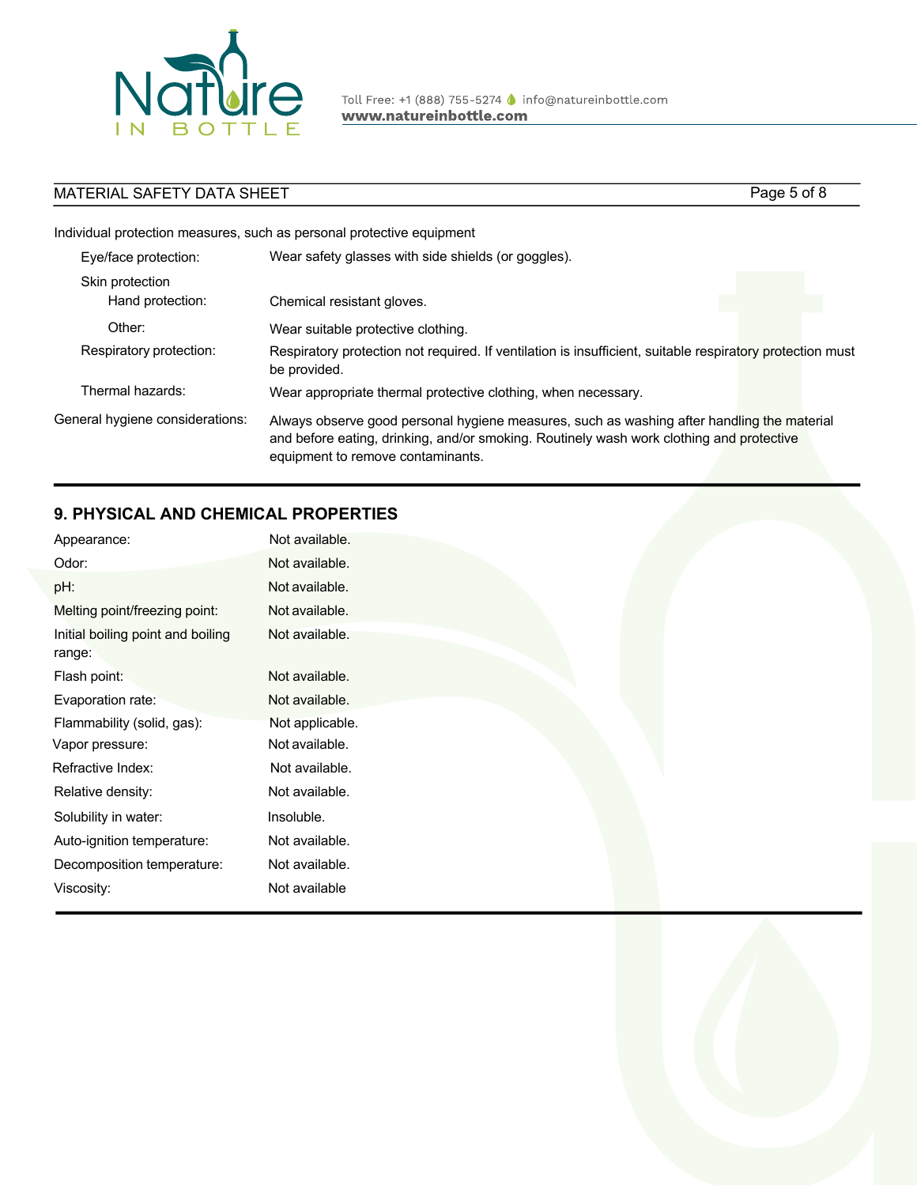Individual protection measures, such as personal protective equipment

| | |
|---|---|
| Eye/face protection: | Wear safety glasses with side shields (or goggles). |
| Skin protection | |
| Hand protection: | Chemical resistant gloves. |
| Other: | Wear suitable protective clothing. |
| Respiratory protection: | Respiratory protection not required. If ventilation is insufficient, suitable respiratory protection must be provided. |
| Thermal hazards: | Wear appropriate thermal protective clothing, when necessary. |
| General hygiene considerations: | Always observe good personal hygiene measures, such as washing after handling the material and before eating, drinking, and/or smoking. Routinely wash work clothing and protective equipment to remove contaminants. |

## 9. PHYSICAL AND CHEMICAL PROPERTIES

| | |
|---|---|
| Appearance: | Not available. |
| Odor: | Not available. |
| pH: | Not available. |
| Melting point/freezing point: | Not available. |
| Initial boiling point and boiling range: | Not available. |
| Flash point: | Not available. |
| Evaporation rate: | Not available. |
| Flammability (solid, gas): | Not applicable. |
| Vapor pressure: | Not available. |
| Refractive Index: | Not available. |
| Relative density: | Not available. |
| Solubility in water: | Insoluble. |
| Auto-ignition temperature: | Not available. |
| Decomposition temperature: | Not available. |
| Viscosity: | Not available |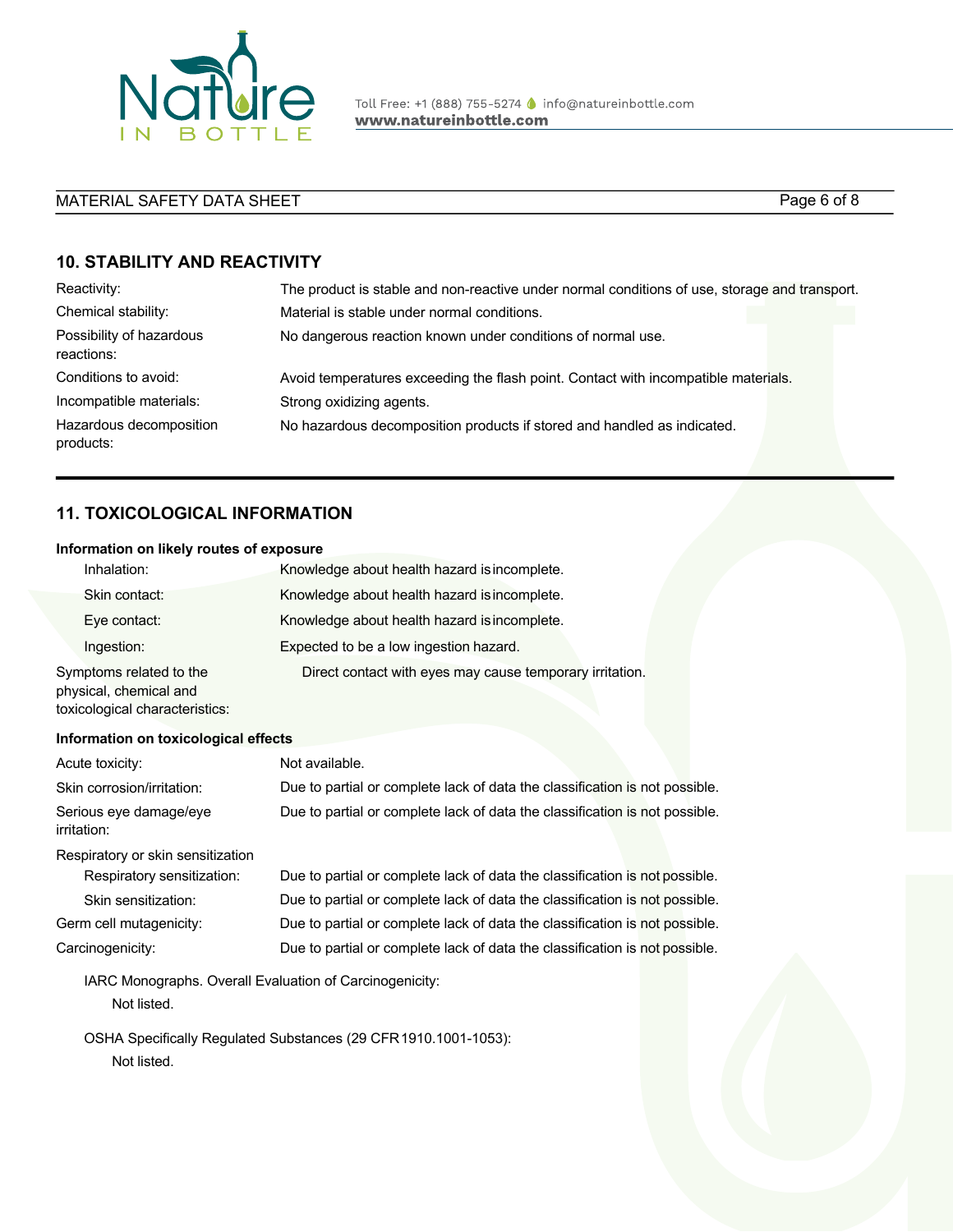## 10. STABILITY AND REACTIVITY

| | |
|---|---|
| Reactivity: | The product is stable and non-reactive under normal conditions of use, storage and transport. |
| Chemical stability: | Material is stable under normal conditions. |
| Possibility of hazardous reactions: | No dangerous reaction known under conditions of normal use. |
| Conditions to avoid: | Avoid temperatures exceeding the flash point. Contact with incompatible materials. |
| Incompatible materials: | Strong oxidizing agents. |
| Hazardous decomposition products: | No hazardous decomposition products if stored and handled as indicated. |

## 11. TOXICOLOGICAL INFORMATION

**Information on likely routes of exposure**

| | |
|---|---|
| Inhalation: | Knowledge about health hazard is incomplete. |
| Skin contact: | Knowledge about health hazard is incomplete. |
| Eye contact: | Knowledge about health hazard is incomplete. |
| Ingestion: | Expected to be a low ingestion hazard. |
| Symptoms related to the physical, chemical and toxicological characteristics: | Direct contact with eyes may cause temporary irritation. |

**Information on toxicological effects**

| | |
|---|---|
| Acute toxicity: | Not available. |
| Skin corrosion/irritation: | Due to partial or complete lack of data the classification is not possible. |
| Serious eye damage/eye irritation: | Due to partial or complete lack of data the classification is not possible. |
| Respiratory or skin sensitization | |
| Respiratory sensitization: | Due to partial or complete lack of data the classification is not possible. |
| Skin sensitization: | Due to partial or complete lack of data the classification is not possible. |
| Germ cell mutagenicity: | Due to partial or complete lack of data the classification is not possible. |
| Carcinogenicity: | Due to partial or complete lack of data the classification is not possible. |

IARC Monographs. Overall Evaluation of Carcinogenicity:

Not listed.

OSHA Specifically Regulated Substances (29 CFR 1910.1001-1053):

Not listed.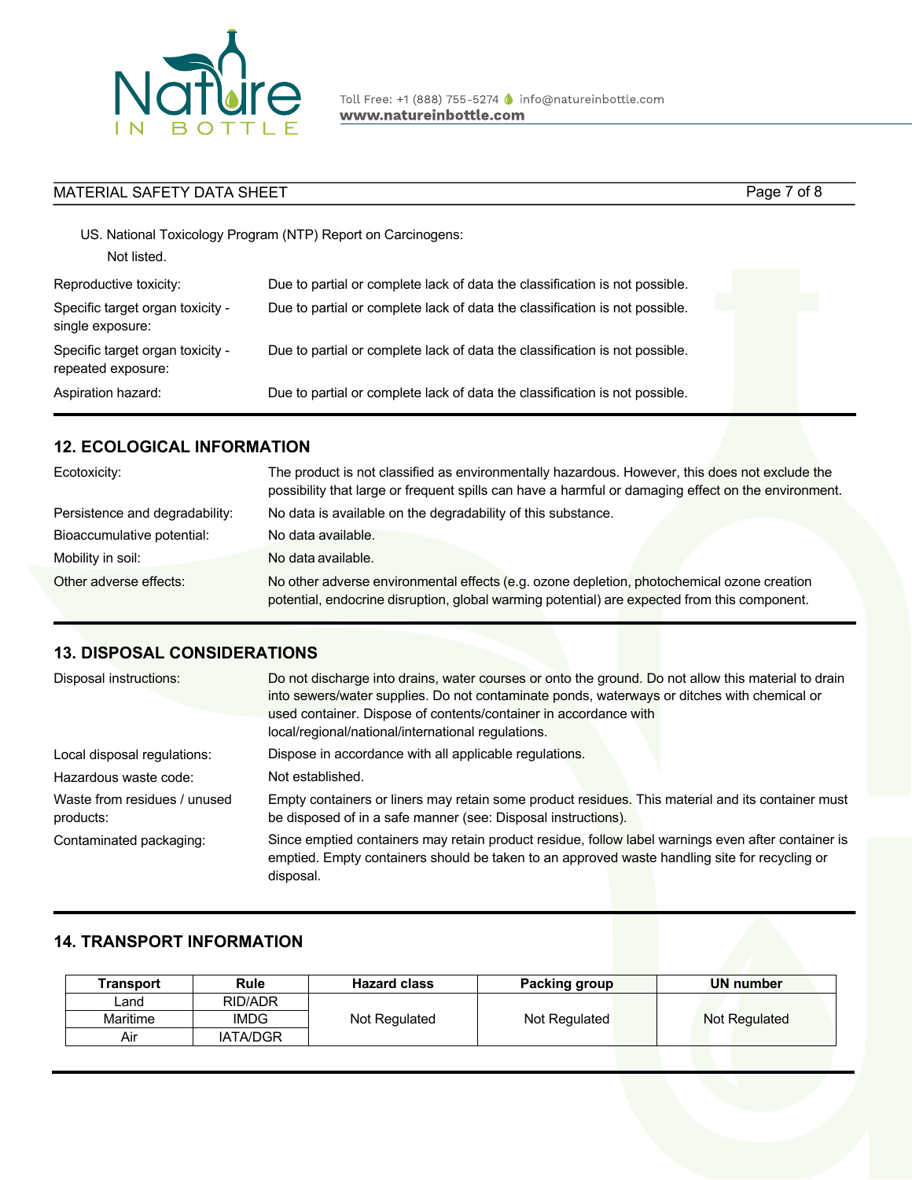US. National Toxicology Program (NTP) Report on Carcinogens:

Not listed.

| | |
|---|---|
| Reproductive toxicity: | Due to partial or complete lack of data the classification is not possible. |
| Specific target organ toxicity - single exposure: | Due to partial or complete lack of data the classification is not possible. |
| Specific target organ toxicity - repeated exposure: | Due to partial or complete lack of data the classification is not possible. |
| Aspiration hazard: | Due to partial or complete lack of data the classification is not possible. |

## 12. ECOLOGICAL INFORMATION

| | |
|---|---|
| Ecotoxicity: | The product is not classified as environmentally hazardous. However, this does not exclude the possibility that large or frequent spills can have a harmful or damaging effect on the environment. |
| Persistence and degradability: | No data is available on the degradability of this substance. |
| Bioaccumulative potential: | No data available. |
| Mobility in soil: | No data available. |
| Other adverse effects: | No other adverse environmental effects (e.g. ozone depletion, photochemical ozone creation potential, endocrine disruption, global warming potential) are expected from this component. |

## 13. DISPOSAL CONSIDERATIONS

| | |
|---|---|
| Disposal instructions: | Do not discharge into drains, water courses or onto the ground. Do not allow this material to drain into sewers/water supplies. Do not contaminate ponds, waterways or ditches with chemical or used container. Dispose of contents/container in accordance with local/regional/national/international regulations. |
| Local disposal regulations: | Dispose in accordance with all applicable regulations. |
| Hazardous waste code: | Not established. |
| Waste from residues / unused products: | Empty containers or liners may retain some product residues. This material and its container must be disposed of in a safe manner (see: Disposal instructions). |
| Contaminated packaging: | Since emptied containers may retain product residue, follow label warnings even after container is emptied. Empty containers should be taken to an approved waste handling site for recycling or disposal. |

## 14. TRANSPORT INFORMATION

| Transport | Rule | Hazard class | Packing group | UN number |
|---|---|---|---|---|
| Land | RID/ADR | Not Regulated | Not Regulated | Not Regulated |
| Maritime | IMDG | | | |
| Air | IATA/DGR | | | |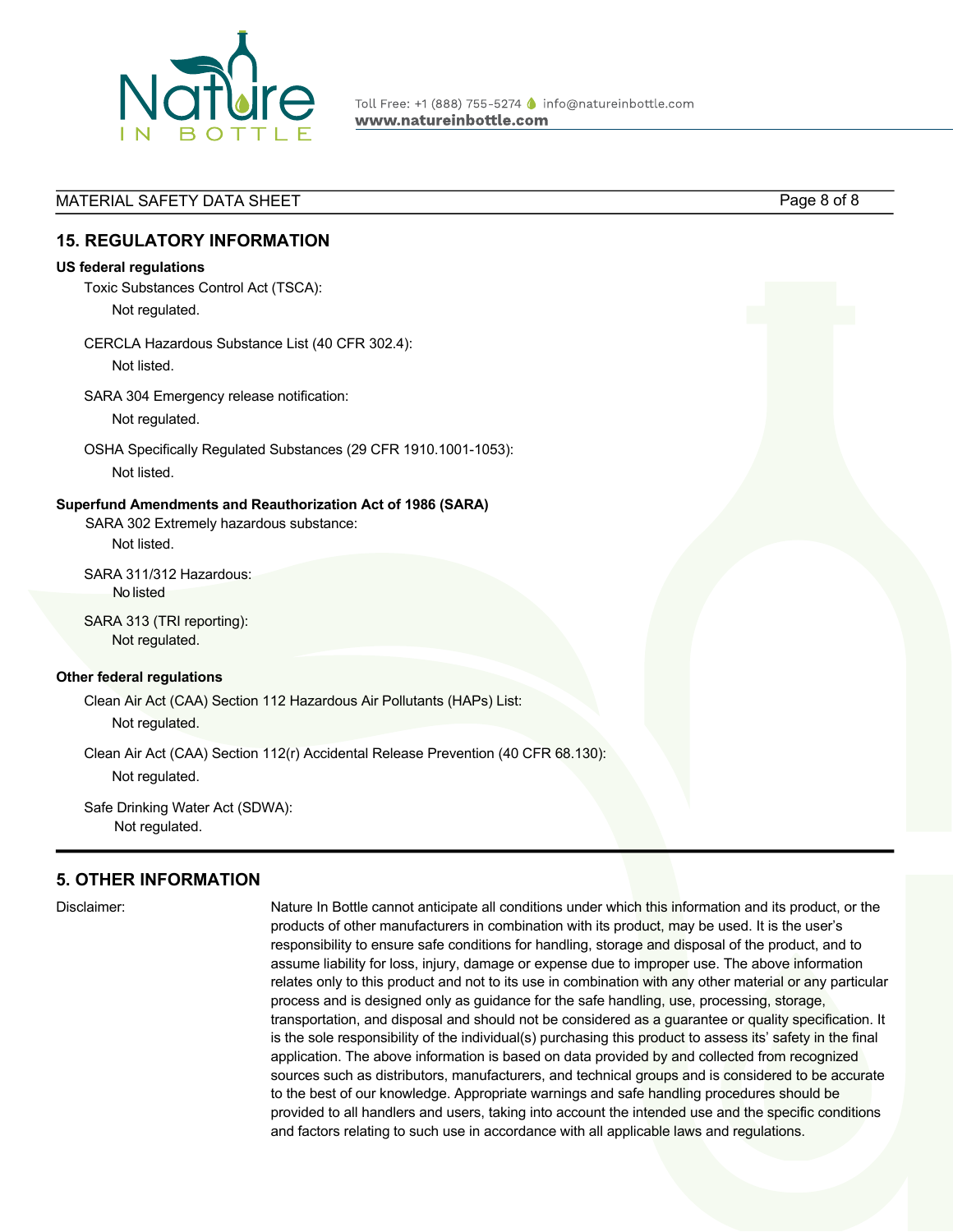## 15. REGULATORY INFORMATION

**US federal regulations**

Toxic Substances Control Act (TSCA):

Not regulated.

CERCLA Hazardous Substance List (40 CFR 302.4):

Not listed.

SARA 304 Emergency release notification:

Not regulated.

OSHA Specifically Regulated Substances (29 CFR 1910.1001-1053):

Not listed.

**Superfund Amendments and Reauthorization Act of 1986 (SARA)**

SARA 302 Extremely hazardous substance:

Not listed.

SARA 311/312 Hazardous:

No listed

SARA 313 (TRI reporting):

Not regulated.

**Other federal regulations**

Clean Air Act (CAA) Section 112 Hazardous Air Pollutants (HAPs) List:

Not regulated.

Clean Air Act (CAA) Section 112(r) Accidental Release Prevention (40 CFR 68.130):

Not regulated.

Safe Drinking Water Act (SDWA):

Not regulated.

## 5. OTHER INFORMATION

Disclaimer:

Nature In Bottle cannot anticipate all conditions under which this information and its product, or the products of other manufacturers in combination with its product, may be used. It is the user's responsibility to ensure safe conditions for handling, storage and disposal of the product, and to assume liability for loss, injury, damage or expense due to improper use. The above information relates only to this product and not to its use in combination with any other material or any particular process and is designed only as guidance for the safe handling, use, processing, storage, transportation, and disposal and should not be considered as a guarantee or quality specification. It is the sole responsibility of the individual(s) purchasing this product to assess its' safety in the final application. The above information is based on data provided by and collected from recognized sources such as distributors, manufacturers, and technical groups and is considered to be accurate to the best of our knowledge. Appropriate warnings and safe handling procedures should be provided to all handlers and users, taking into account the intended use and the specific conditions and factors relating to such use in accordance with all applicable laws and regulations.